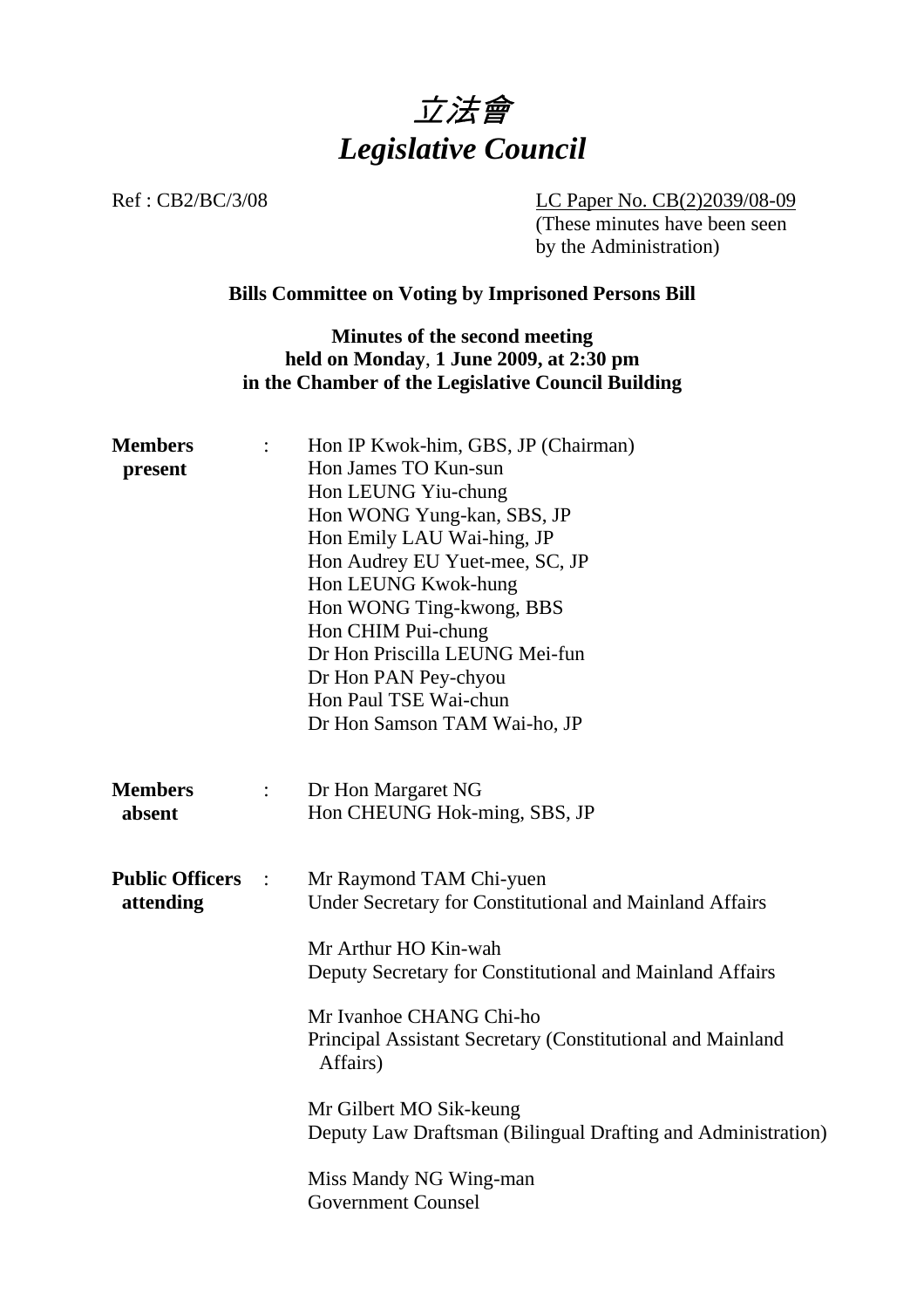# 立法會
# *Legislative Council*

Ref : CB2/BC/3/08

LC Paper No. CB(2)2039/08-09
(These minutes have been seen by the Administration)

**Bills Committee on Voting by Imprisoned Persons Bill**

**Minutes of the second meeting**
**held on Monday, 1 June 2009, at 2:30 pm**
**in the Chamber of the Legislative Council Building**

| | | |
|---|---|---|
| **Members present** | : | Hon IP Kwok-him, GBS, JP (Chairman)<br>Hon James TO Kun-sun<br>Hon LEUNG Yiu-chung<br>Hon WONG Yung-kan, SBS, JP<br>Hon Emily LAU Wai-hing, JP<br>Hon Audrey EU Yuet-mee, SC, JP<br>Hon LEUNG Kwok-hung<br>Hon WONG Ting-kwong, BBS<br>Hon CHIM Pui-chung<br>Dr Hon Priscilla LEUNG Mei-fun<br>Dr Hon PAN Pey-chyou<br>Hon Paul TSE Wai-chun<br>Dr Hon Samson TAM Wai-ho, JP |
| **Members absent** | : | Dr Hon Margaret NG<br>Hon CHEUNG Hok-ming, SBS, JP |
| **Public Officers attending** | : | Mr Raymond TAM Chi-yuen<br>Under Secretary for Constitutional and Mainland Affairs<br><br>Mr Arthur HO Kin-wah<br>Deputy Secretary for Constitutional and Mainland Affairs<br><br>Mr Ivanhoe CHANG Chi-ho<br>Principal Assistant Secretary (Constitutional and Mainland Affairs)<br><br>Mr Gilbert MO Sik-keung<br>Deputy Law Draftsman (Bilingual Drafting and Administration)<br><br>Miss Mandy NG Wing-man<br>Government Counsel |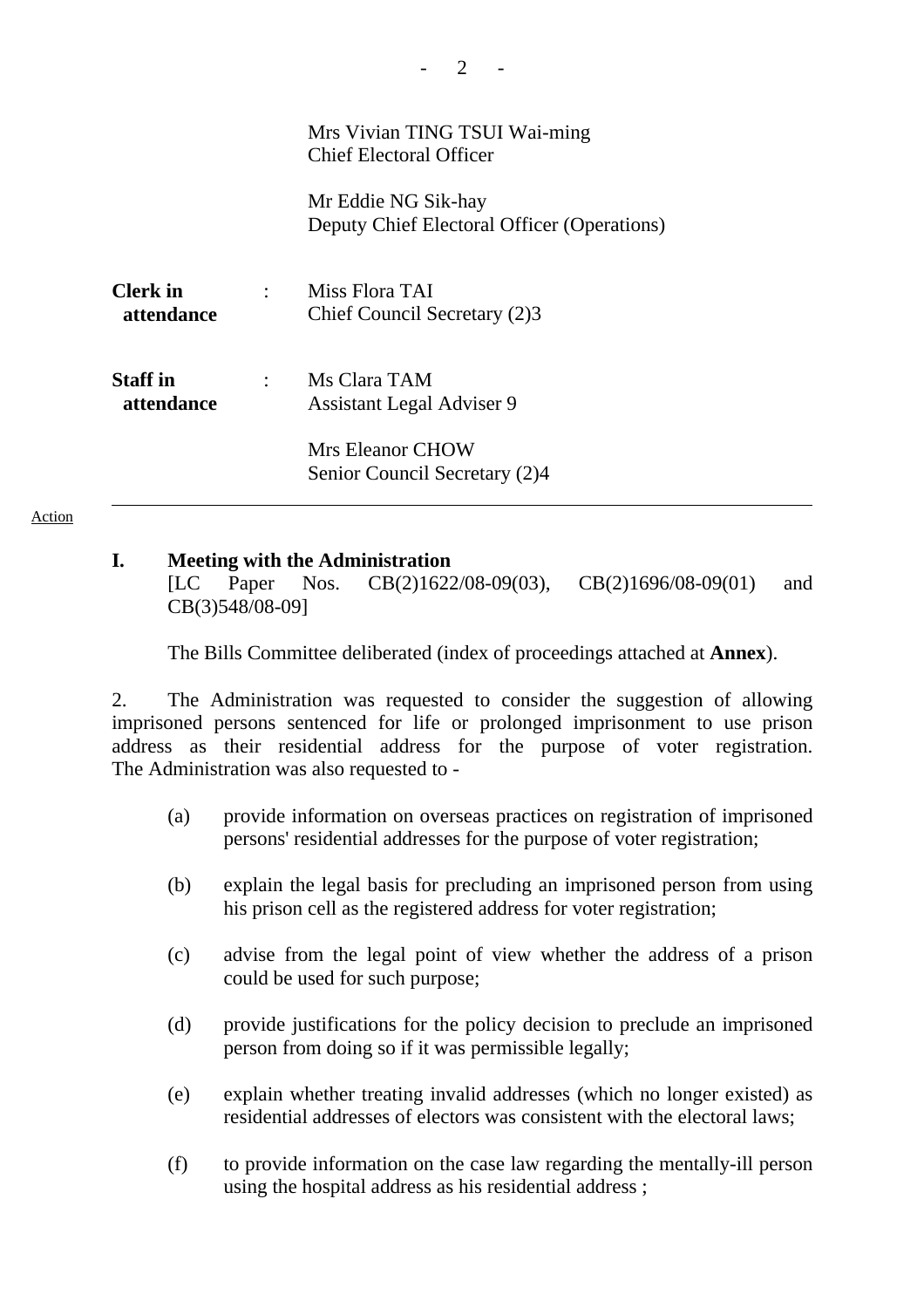Mrs Vivian TING TSUI Wai-ming
Chief Electoral Officer

Mr Eddie NG Sik-hay
Deputy Chief Electoral Officer (Operations)

| | | |
|---|---|---|
| **Clerk in attendance** | : | Miss Flora TAI<br>Chief Council Secretary (2)3 |
| **Staff in attendance** | : | Ms Clara TAM<br>Assistant Legal Adviser 9<br><br>Mrs Eleanor CHOW<br>Senior Council Secretary (2)4 |

---

Action

## I. Meeting with the Administration

[LC Paper Nos. CB(2)1622/08-09(03), CB(2)1696/08-09(01) and CB(3)548/08-09]

The Bills Committee deliberated (index of proceedings attached at **Annex**).

2. The Administration was requested to consider the suggestion of allowing imprisoned persons sentenced for life or prolonged imprisonment to use prison address as their residential address for the purpose of voter registration. The Administration was also requested to -

(a) provide information on overseas practices on registration of imprisoned persons' residential addresses for the purpose of voter registration;

(b) explain the legal basis for precluding an imprisoned person from using his prison cell as the registered address for voter registration;

(c) advise from the legal point of view whether the address of a prison could be used for such purpose;

(d) provide justifications for the policy decision to preclude an imprisoned person from doing so if it was permissible legally;

(e) explain whether treating invalid addresses (which no longer existed) as residential addresses of electors was consistent with the electoral laws;

(f) to provide information on the case law regarding the mentally-ill person using the hospital address as his residential address ;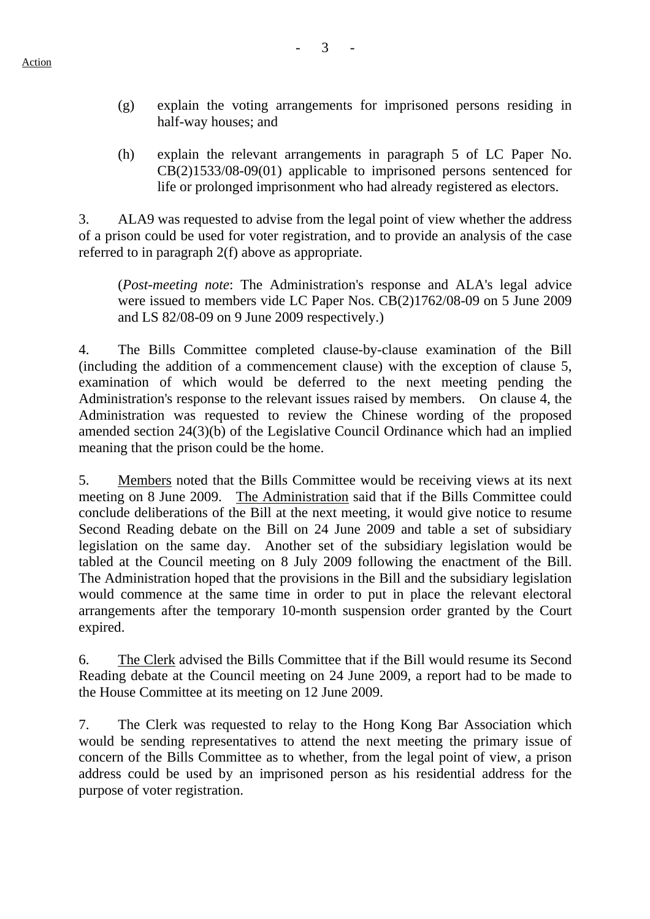(g) explain the voting arrangements for imprisoned persons residing in half-way houses; and

(h) explain the relevant arrangements in paragraph 5 of LC Paper No. CB(2)1533/08-09(01) applicable to imprisoned persons sentenced for life or prolonged imprisonment who had already registered as electors.

3. ALA9 was requested to advise from the legal point of view whether the address of a prison could be used for voter registration, and to provide an analysis of the case referred to in paragraph 2(f) above as appropriate.

(*Post-meeting note*: The Administration's response and ALA's legal advice were issued to members vide LC Paper Nos. CB(2)1762/08-09 on 5 June 2009 and LS 82/08-09 on 9 June 2009 respectively.)

4. The Bills Committee completed clause-by-clause examination of the Bill (including the addition of a commencement clause) with the exception of clause 5, examination of which would be deferred to the next meeting pending the Administration's response to the relevant issues raised by members. On clause 4, the Administration was requested to review the Chinese wording of the proposed amended section 24(3)(b) of the Legislative Council Ordinance which had an implied meaning that the prison could be the home.

5. Members noted that the Bills Committee would be receiving views at its next meeting on 8 June 2009. The Administration said that if the Bills Committee could conclude deliberations of the Bill at the next meeting, it would give notice to resume Second Reading debate on the Bill on 24 June 2009 and table a set of subsidiary legislation on the same day. Another set of the subsidiary legislation would be tabled at the Council meeting on 8 July 2009 following the enactment of the Bill. The Administration hoped that the provisions in the Bill and the subsidiary legislation would commence at the same time in order to put in place the relevant electoral arrangements after the temporary 10-month suspension order granted by the Court expired.

6. The Clerk advised the Bills Committee that if the Bill would resume its Second Reading debate at the Council meeting on 24 June 2009, a report had to be made to the House Committee at its meeting on 12 June 2009.

7. The Clerk was requested to relay to the Hong Kong Bar Association which would be sending representatives to attend the next meeting the primary issue of concern of the Bills Committee as to whether, from the legal point of view, a prison address could be used by an imprisoned person as his residential address for the purpose of voter registration.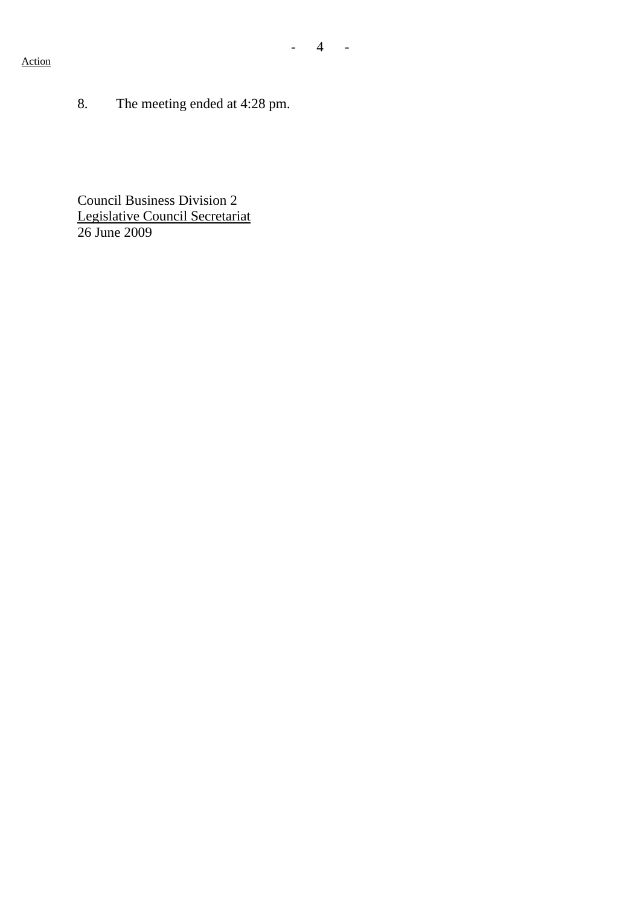Action

8. The meeting ended at 4:28 pm.

Council Business Division 2
Legislative Council Secretariat
26 June 2009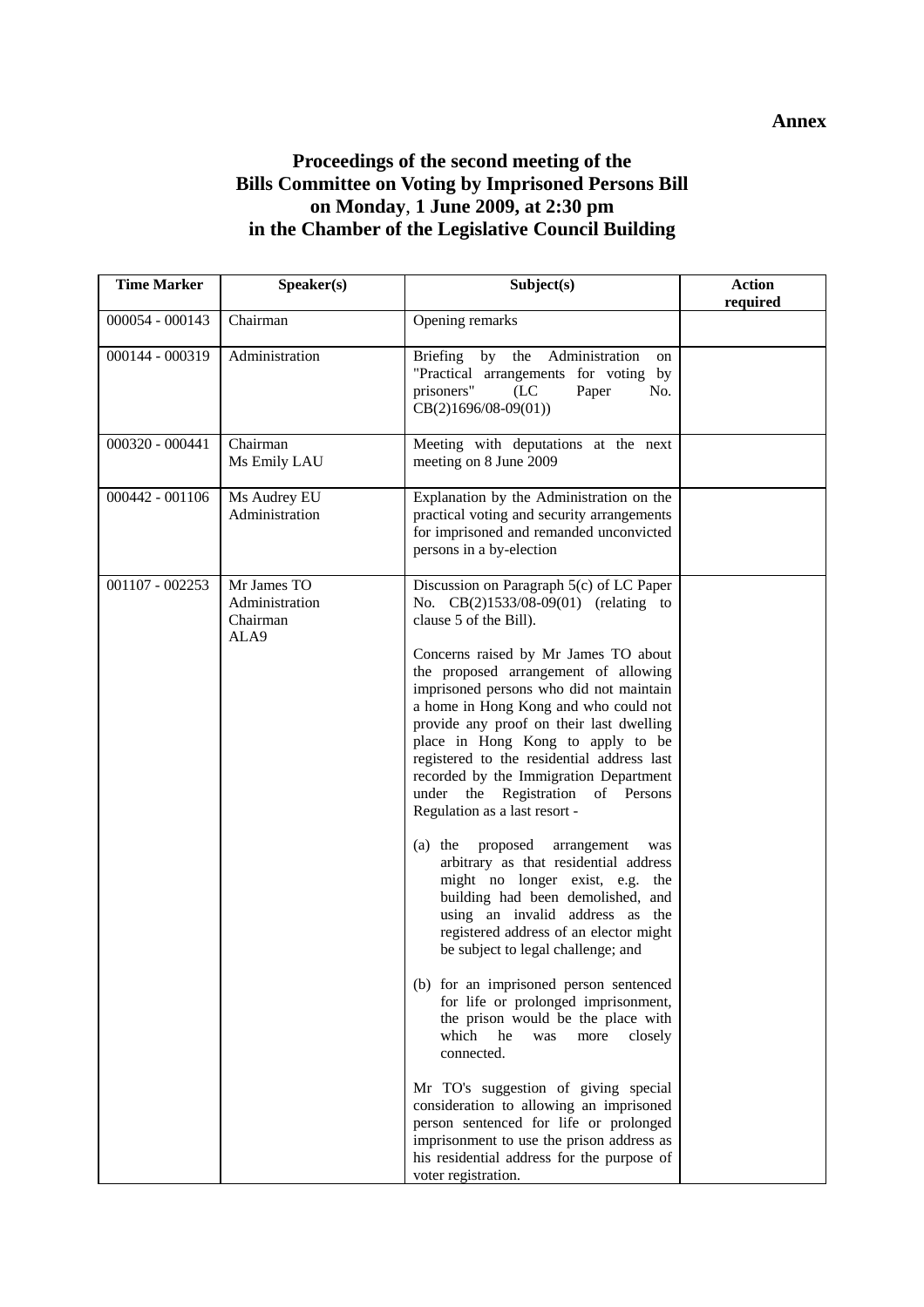**Annex**

**Proceedings of the second meeting of the Bills Committee on Voting by Imprisoned Persons Bill on Monday, 1 June 2009, at 2:30 pm in the Chamber of the Legislative Council Building**

| Time Marker | Speaker(s) | Subject(s) | Action required |
|---|---|---|---|
| 000054 - 000143 | Chairman | Opening remarks | |
| 000144 - 000319 | Administration | Briefing by the Administration on "Practical arrangements for voting by prisoners" (LC Paper No. CB(2)1696/08-09(01)) | |
| 000320 - 000441 | Chairman<br>Ms Emily LAU | Meeting with deputations at the next meeting on 8 June 2009 | |
| 000442 - 001106 | Ms Audrey EU<br>Administration | Explanation by the Administration on the practical voting and security arrangements for imprisoned and remanded unconvicted persons in a by-election | |
| 001107 - 002253 | Mr James TO<br>Administration<br>Chairman<br>ALA9 | Discussion on Paragraph 5(c) of LC Paper No. CB(2)1533/08-09(01) (relating to clause 5 of the Bill).<br><br>Concerns raised by Mr James TO about the proposed arrangement of allowing imprisoned persons who did not maintain a home in Hong Kong and who could not provide any proof on their last dwelling place in Hong Kong to apply to be registered to the residential address last recorded by the Immigration Department under the Registration of Persons Regulation as a last resort -<br><br>(a) the proposed arrangement was arbitrary as that residential address might no longer exist, e.g. the building had been demolished, and using an invalid address as the registered address of an elector might be subject to legal challenge; and<br><br>(b) for an imprisoned person sentenced for life or prolonged imprisonment, the prison would be the place with which he was more closely connected.<br><br>Mr TO's suggestion of giving special consideration to allowing an imprisoned person sentenced for life or prolonged imprisonment to use the prison address as his residential address for the purpose of voter registration. | |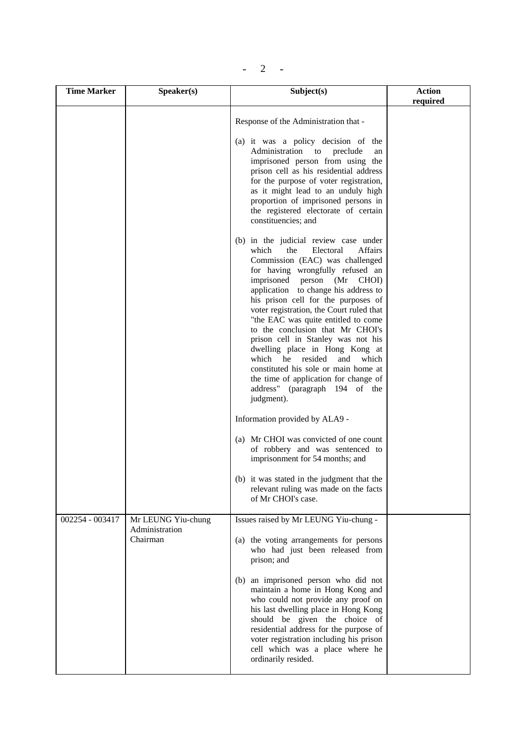| Time Marker | Speaker(s) | Subject(s) | Action required |
|---|---|---|---|
| | | Response of the Administration that -<br><br>(a) it was a policy decision of the Administration to preclude an imprisoned person from using the prison cell as his residential address for the purpose of voter registration, as it might lead to an unduly high proportion of imprisoned persons in the registered electorate of certain constituencies; and<br><br>(b) in the judicial review case under which the Electoral Affairs Commission (EAC) was challenged for having wrongfully refused an imprisoned person (Mr CHOI) application to change his address to his prison cell for the purposes of voter registration, the Court ruled that "the EAC was quite entitled to come to the conclusion that Mr CHOI's prison cell in Stanley was not his dwelling place in Hong Kong at which he resided and which constituted his sole or main home at the time of application for change of address" (paragraph 194 of the judgment).<br><br>Information provided by ALA9 -<br><br>(a) Mr CHOI was convicted of one count of robbery and was sentenced to imprisonment for 54 months; and<br><br>(b) it was stated in the judgment that the relevant ruling was made on the facts of Mr CHOI's case. | |
| 002254 - 003417 | Mr LEUNG Yiu-chung<br>Administration<br>Chairman | Issues raised by Mr LEUNG Yiu-chung -<br><br>(a) the voting arrangements for persons who had just been released from prison; and<br><br>(b) an imprisoned person who did not maintain a home in Hong Kong and who could not provide any proof on his last dwelling place in Hong Kong should be given the choice of residential address for the purpose of voter registration including his prison cell which was a place where he ordinarily resided. | |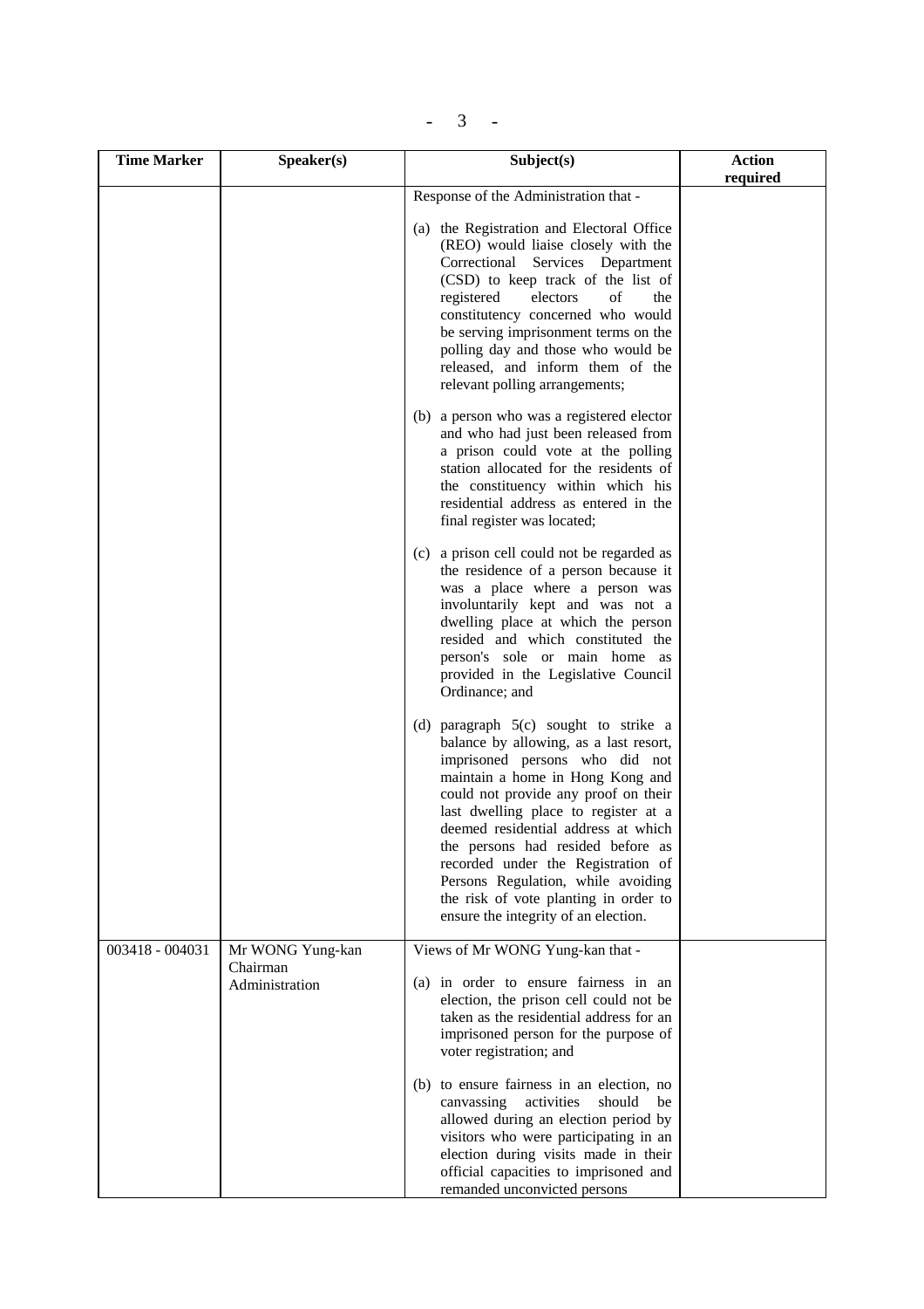| Time Marker | Speaker(s) | Subject(s) | Action required |
|---|---|---|---|
| | | Response of the Administration that -<br><br>(a) the Registration and Electoral Office (REO) would liaise closely with the Correctional Services Department (CSD) to keep track of the list of registered electors of the constituency concerned who would be serving imprisonment terms on the polling day and those who would be released, and inform them of the relevant polling arrangements;<br><br>(b) a person who was a registered elector and who had just been released from a prison could vote at the polling station allocated for the residents of the constituency within which his residential address as entered in the final register was located;<br><br>(c) a prison cell could not be regarded as the residence of a person because it was a place where a person was involuntarily kept and was not a dwelling place at which the person resided and which constituted the person's sole or main home as provided in the Legislative Council Ordinance; and<br><br>(d) paragraph 5(c) sought to strike a balance by allowing, as a last resort, imprisoned persons who did not maintain a home in Hong Kong and could not provide any proof on their last dwelling place to register at a deemed residential address at which the persons had resided before as recorded under the Registration of Persons Regulation, while avoiding the risk of vote planting in order to ensure the integrity of an election. | |
| 003418 - 004031 | Mr WONG Yung-kan<br>Chairman<br>Administration | Views of Mr WONG Yung-kan that -<br><br>(a) in order to ensure fairness in an election, the prison cell could not be taken as the residential address for an imprisoned person for the purpose of voter registration; and<br><br>(b) to ensure fairness in an election, no canvassing activities should be allowed during an election period by visitors who were participating in an election during visits made in their official capacities to imprisoned and remanded unconvicted persons | |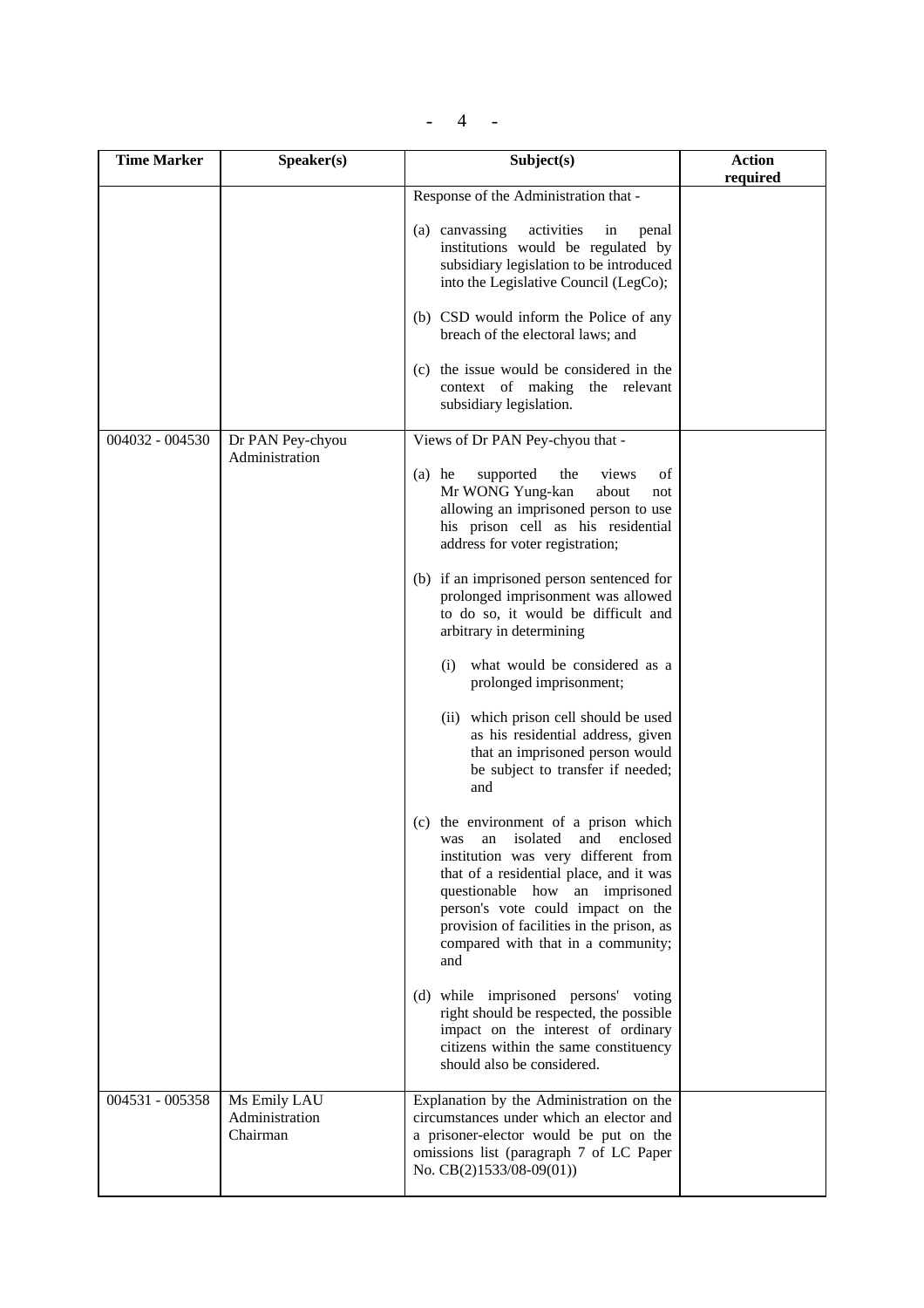| Time Marker | Speaker(s) | Subject(s) | Action required |
|---|---|---|---|
| | | Response of the Administration that -<br><br>(a) canvassing activities in penal institutions would be regulated by subsidiary legislation to be introduced into the Legislative Council (LegCo);<br><br>(b) CSD would inform the Police of any breach of the electoral laws; and<br><br>(c) the issue would be considered in the context of making the relevant subsidiary legislation. | |
| 004032 - 004530 | Dr PAN Pey-chyou<br>Administration | Views of Dr PAN Pey-chyou that -<br><br>(a) he supported the views of Mr WONG Yung-kan about not allowing an imprisoned person to use his prison cell as his residential address for voter registration;<br><br>(b) if an imprisoned person sentenced for prolonged imprisonment was allowed to do so, it would be difficult and arbitrary in determining<br><br>(i) what would be considered as a prolonged imprisonment;<br><br>(ii) which prison cell should be used as his residential address, given that an imprisoned person would be subject to transfer if needed; and<br><br>(c) the environment of a prison which was an isolated and enclosed institution was very different from that of a residential place, and it was questionable how an imprisoned person's vote could impact on the provision of facilities in the prison, as compared with that in a community; and<br><br>(d) while imprisoned persons' voting right should be respected, the possible impact on the interest of ordinary citizens within the same constituency should also be considered. | |
| 004531 - 005358 | Ms Emily LAU<br>Administration<br>Chairman | Explanation by the Administration on the circumstances under which an elector and a prisoner-elector would be put on the omissions list (paragraph 7 of LC Paper No. CB(2)1533/08-09(01)) | |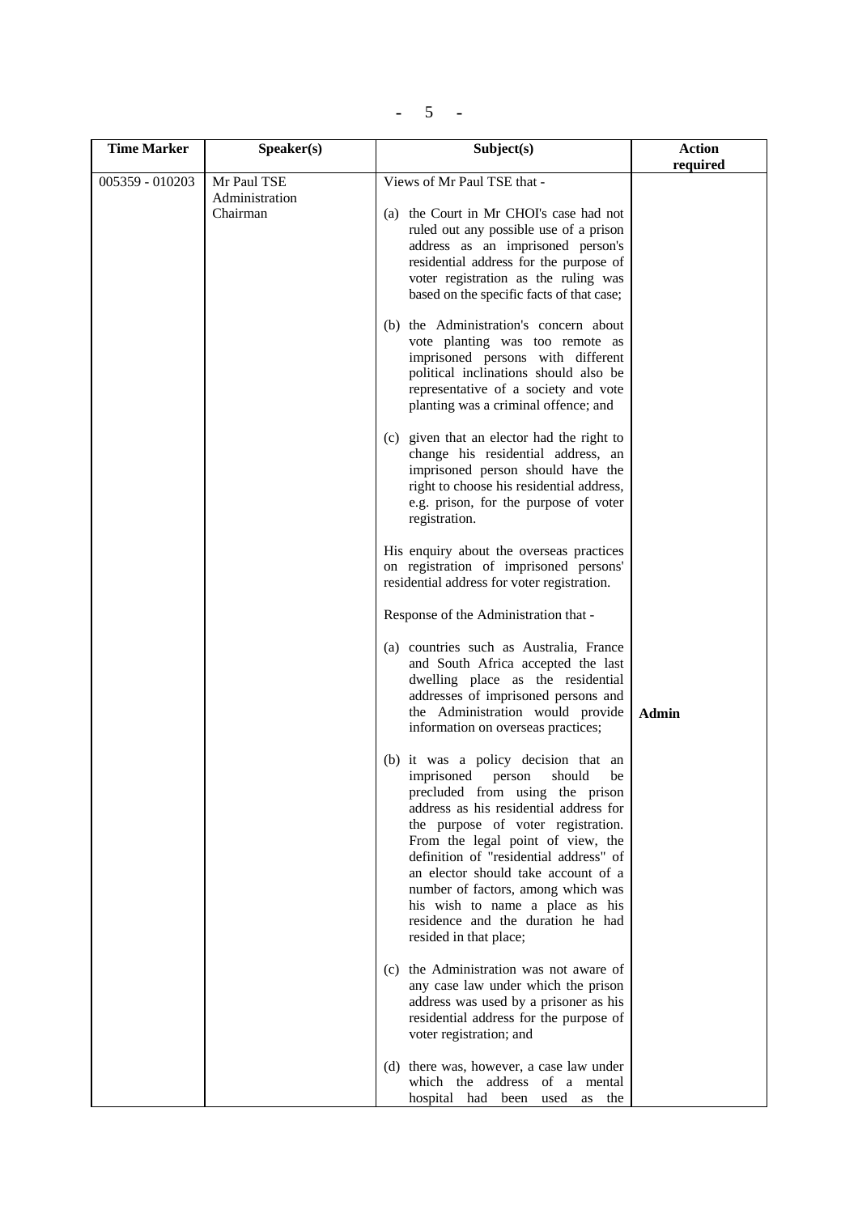| Time Marker | Speaker(s) | Subject(s) | Action required |
|---|---|---|---|
| 005359 - 010203 | Mr Paul TSE<br>Administration<br>Chairman | Views of Mr Paul TSE that -<br><br>(a) the Court in Mr CHOI's case had not ruled out any possible use of a prison address as an imprisoned person's residential address for the purpose of voter registration as the ruling was based on the specific facts of that case;<br><br>(b) the Administration's concern about vote planting was too remote as imprisoned persons with different political inclinations should also be representative of a society and vote planting was a criminal offence; and<br><br>(c) given that an elector had the right to change his residential address, an imprisoned person should have the right to choose his residential address, e.g. prison, for the purpose of voter registration.<br><br>His enquiry about the overseas practices on registration of imprisoned persons' residential address for voter registration.<br><br>Response of the Administration that -<br><br>(a) countries such as Australia, France and South Africa accepted the last dwelling place as the residential addresses of imprisoned persons and the Administration would provide information on overseas practices;<br><br>(b) it was a policy decision that an imprisoned person should be precluded from using the prison address as his residential address for the purpose of voter registration. From the legal point of view, the definition of "residential address" of an elector should take account of a number of factors, among which was his wish to name a place as his residence and the duration he had resided in that place;<br><br>(c) the Administration was not aware of any case law under which the prison address was used by a prisoner as his residential address for the purpose of voter registration; and<br><br>(d) there was, however, a case law under which the address of a mental hospital had been used as the | **Admin** |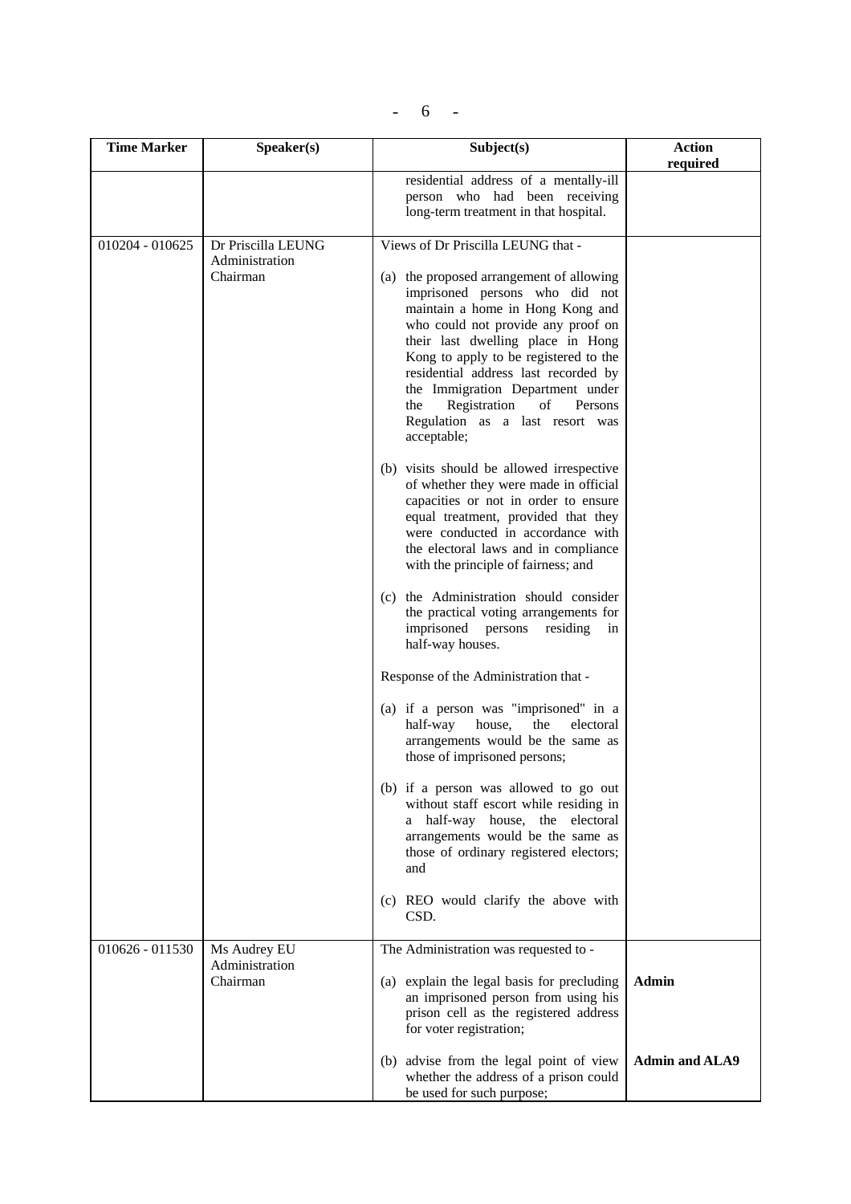| Time Marker | Speaker(s) | Subject(s) | Action required |
|---|---|---|---|
| | | residential address of a mentally-ill person who had been receiving long-term treatment in that hospital. | |
| 010204 - 010625 | Dr Priscilla LEUNG<br>Administration<br>Chairman | Views of Dr Priscilla LEUNG that -<br><br>(a) the proposed arrangement of allowing imprisoned persons who did not maintain a home in Hong Kong and who could not provide any proof on their last dwelling place in Hong Kong to apply to be registered to the residential address last recorded by the Immigration Department under the Registration of Persons Regulation as a last resort was acceptable;<br><br>(b) visits should be allowed irrespective of whether they were made in official capacities or not in order to ensure equal treatment, provided that they were conducted in accordance with the electoral laws and in compliance with the principle of fairness; and<br><br>(c) the Administration should consider the practical voting arrangements for imprisoned persons residing in half-way houses.<br><br>Response of the Administration that -<br><br>(a) if a person was "imprisoned" in a half-way house, the electoral arrangements would be the same as those of imprisoned persons;<br><br>(b) if a person was allowed to go out without staff escort while residing in a half-way house, the electoral arrangements would be the same as those of ordinary registered electors; and<br><br>(c) REO would clarify the above with CSD. | |
| 010626 - 011530 | Ms Audrey EU<br>Administration<br>Chairman | The Administration was requested to -<br><br>(a) explain the legal basis for precluding an imprisoned person from using his prison cell as the registered address for voter registration;<br><br>(b) advise from the legal point of view whether the address of a prison could be used for such purpose; | **Admin**<br><br><br><br>**Admin and ALA9** |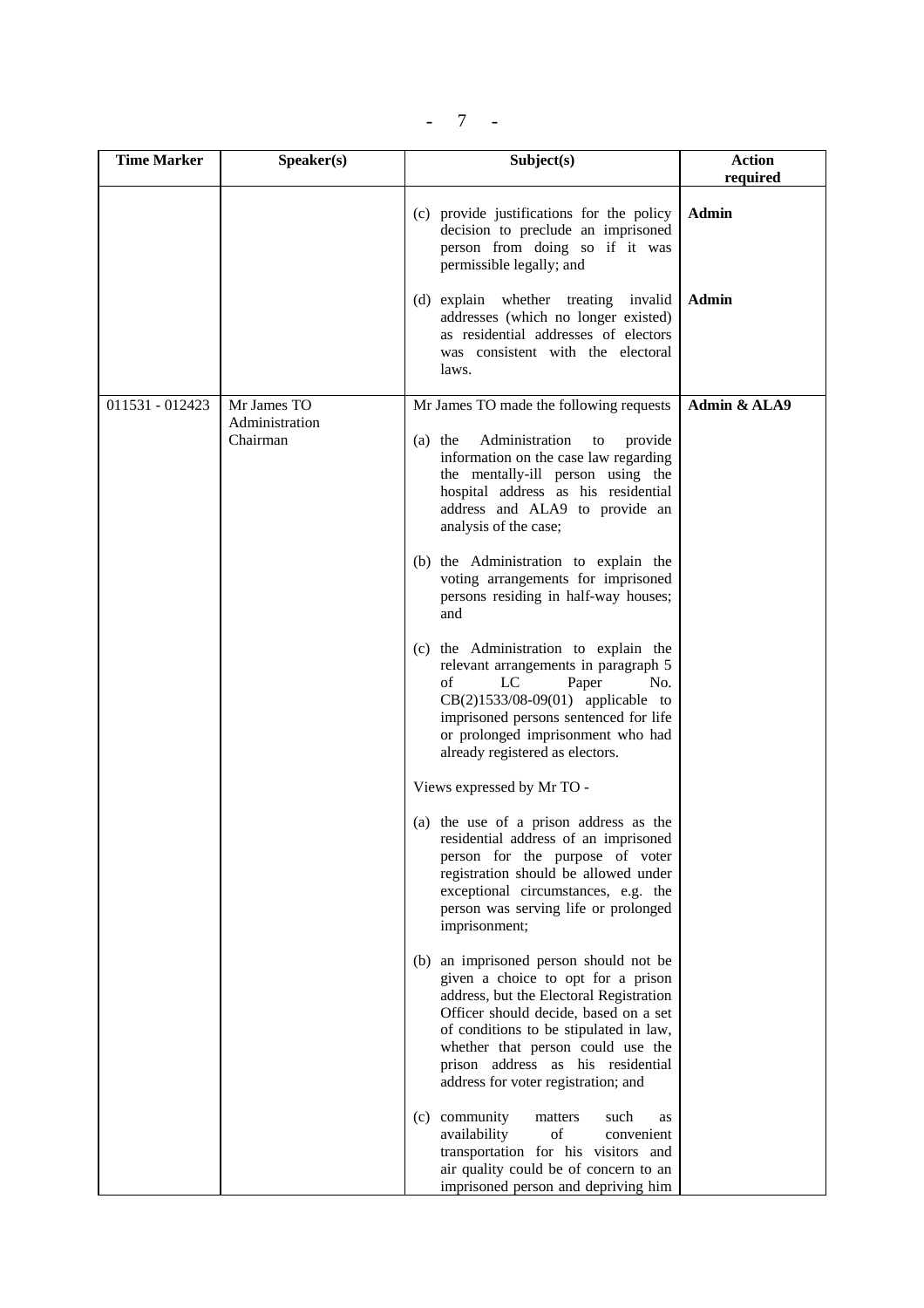| Time Marker | Speaker(s) | Subject(s) | Action required |
|---|---|---|---|
| | | (c) provide justifications for the policy decision to preclude an imprisoned person from doing so if it was permissible legally; and | Admin |
| | | (d) explain whether treating invalid addresses (which no longer existed) as residential addresses of electors was consistent with the electoral laws. | Admin |
| 011531 - 012423 | Mr James TO<br>Administration<br>Chairman | Mr James TO made the following requests<br><br>(a) the Administration to provide information on the case law regarding the mentally-ill person using the hospital address as his residential address and ALA9 to provide an analysis of the case;<br><br>(b) the Administration to explain the voting arrangements for imprisoned persons residing in half-way houses; and<br><br>(c) the Administration to explain the relevant arrangements in paragraph 5 of LC Paper No. CB(2)1533/08-09(01) applicable to imprisoned persons sentenced for life or prolonged imprisonment who had already registered as electors.<br><br>Views expressed by Mr TO -<br><br>(a) the use of a prison address as the residential address of an imprisoned person for the purpose of voter registration should be allowed under exceptional circumstances, e.g. the person was serving life or prolonged imprisonment;<br><br>(b) an imprisoned person should not be given a choice to opt for a prison address, but the Electoral Registration Officer should decide, based on a set of conditions to be stipulated in law, whether that person could use the prison address as his residential address for voter registration; and<br><br>(c) community matters such as availability of convenient transportation for his visitors and air quality could be of concern to an imprisoned person and depriving him | Admin & ALA9 |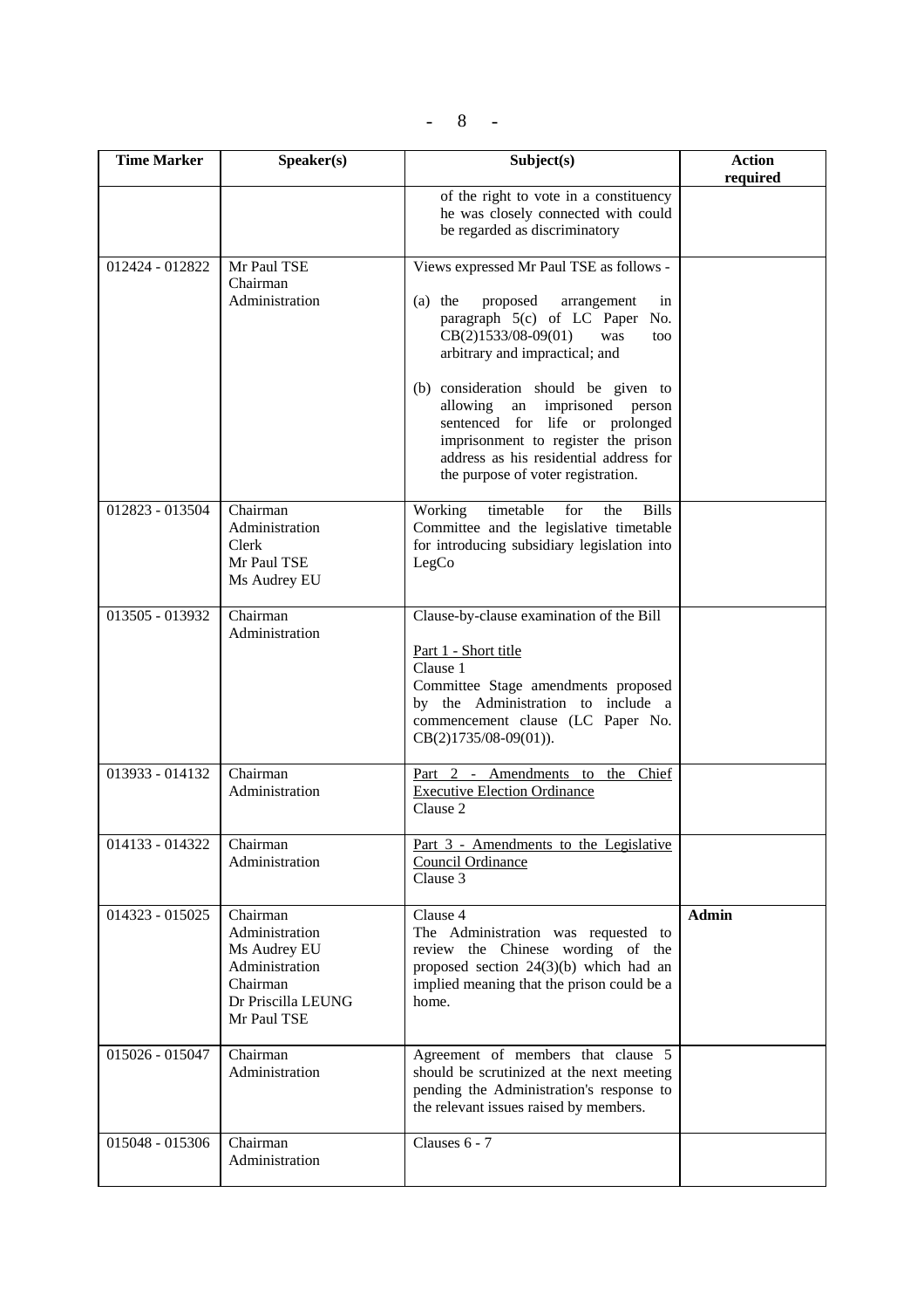| Time Marker | Speaker(s) | Subject(s) | Action required |
|---|---|---|---|
| | | of the right to vote in a constituency he was closely connected with could be regarded as discriminatory | |
| 012424 - 012822 | Mr Paul TSE<br>Chairman<br>Administration | Views expressed Mr Paul TSE as follows -<br><br>(a) the proposed arrangement in paragraph 5(c) of LC Paper No. CB(2)1533/08-09(01) was too arbitrary and impractical; and<br><br>(b) consideration should be given to allowing an imprisoned person sentenced for life or prolonged imprisonment to register the prison address as his residential address for the purpose of voter registration. | |
| 012823 - 013504 | Chairman<br>Administration<br>Clerk<br>Mr Paul TSE<br>Ms Audrey EU | Working timetable for the Bills Committee and the legislative timetable for introducing subsidiary legislation into LegCo | |
| 013505 - 013932 | Chairman<br>Administration | Clause-by-clause examination of the Bill<br><br><u>Part 1 - Short title</u><br>Clause 1<br>Committee Stage amendments proposed by the Administration to include a commencement clause (LC Paper No. CB(2)1735/08-09(01)). | |
| 013933 - 014132 | Chairman<br>Administration | <u>Part 2 - Amendments to the Chief Executive Election Ordinance</u><br>Clause 2 | |
| 014133 - 014322 | Chairman<br>Administration | <u>Part 3 - Amendments to the Legislative Council Ordinance</u><br>Clause 3 | |
| 014323 - 015025 | Chairman<br>Administration<br>Ms Audrey EU<br>Administration<br>Chairman<br>Dr Priscilla LEUNG<br>Mr Paul TSE | Clause 4<br>The Administration was requested to review the Chinese wording of the proposed section 24(3)(b) which had an implied meaning that the prison could be a home. | **Admin** |
| 015026 - 015047 | Chairman<br>Administration | Agreement of members that clause 5 should be scrutinized at the next meeting pending the Administration's response to the relevant issues raised by members. | |
| 015048 - 015306 | Chairman<br>Administration | Clauses 6 - 7 | |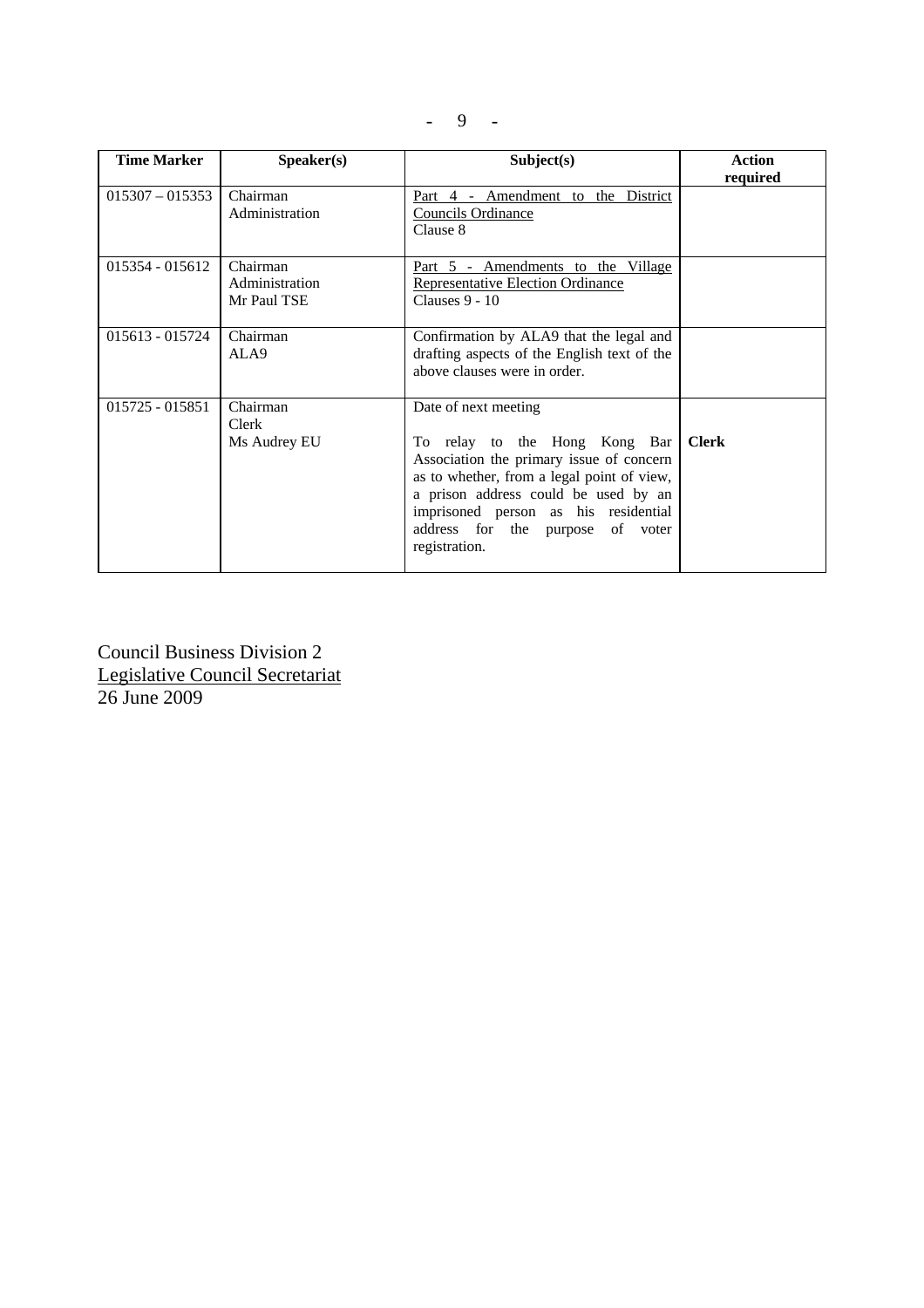| Time Marker | Speaker(s) | Subject(s) | Action required |
|---|---|---|---|
| 015307 – 015353 | Chairman<br>Administration | Part 4 - Amendment to the District Councils Ordinance<br>Clause 8 | |
| 015354 - 015612 | Chairman<br>Administration<br>Mr Paul TSE | Part 5 - Amendments to the Village Representative Election Ordinance<br>Clauses 9 - 10 | |
| 015613 - 015724 | Chairman<br>ALA9 | Confirmation by ALA9 that the legal and drafting aspects of the English text of the above clauses were in order. | |
| 015725 - 015851 | Chairman<br>Clerk<br>Ms Audrey EU | Date of next meeting<br><br>To relay to the Hong Kong Bar Association the primary issue of concern as to whether, from a legal point of view, a prison address could be used by an imprisoned person as his residential address for the purpose of voter registration. | **Clerk** |

Council Business Division 2
Legislative Council Secretariat
26 June 2009